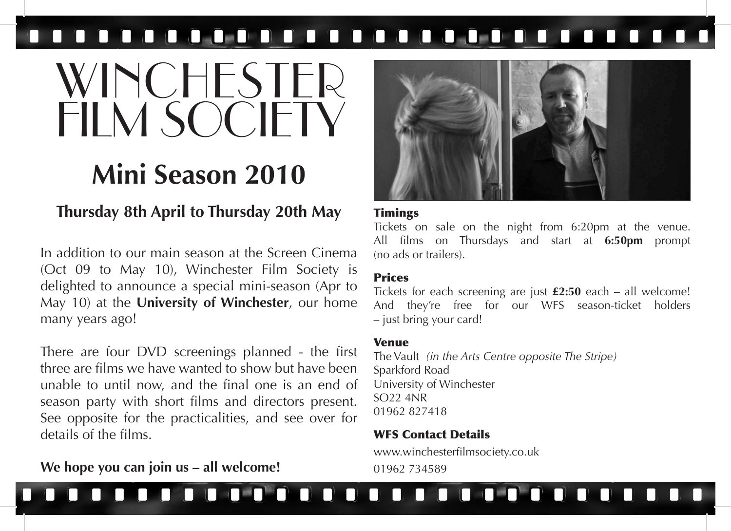# WINCHESTER FILM SOCIETY

## Mini Season 2010

### Thursday 8th April to Thursday 20th May

In addition to our main season at the Screen Cinema (Oct 09 to May 10), Winchester Film Society is delighted to announce a special mini-season (Apr to May 10) at the **University of Winchester**, our home many years ago!

There are four DVD screenings planned - the first three are films we have wanted to show but have been unable to until now, and the final one is an end of season party with short films and directors present. See opposite for the practicalities, and see over for details of the films.

**We hope you can join us – all welcome!**

### Timings

Tickets on sale on the night from 6:20pm at the venue. All films on Thursdays and start at **6:50pm** prompt (no ads or trailers).

### Prices

Tickets for each screening are just **£2:50** each – all welcome! And they're free for our WFS season-ticket holders – just bring your card!

### Venue

The Vault *(in the Arts Centre opposite The Stripe)*
Sparkford Road
University of Winchester
SO22 4NR
01962 827418

### WFS Contact Details

www.winchesterfilmsociety.co.uk
01962 734589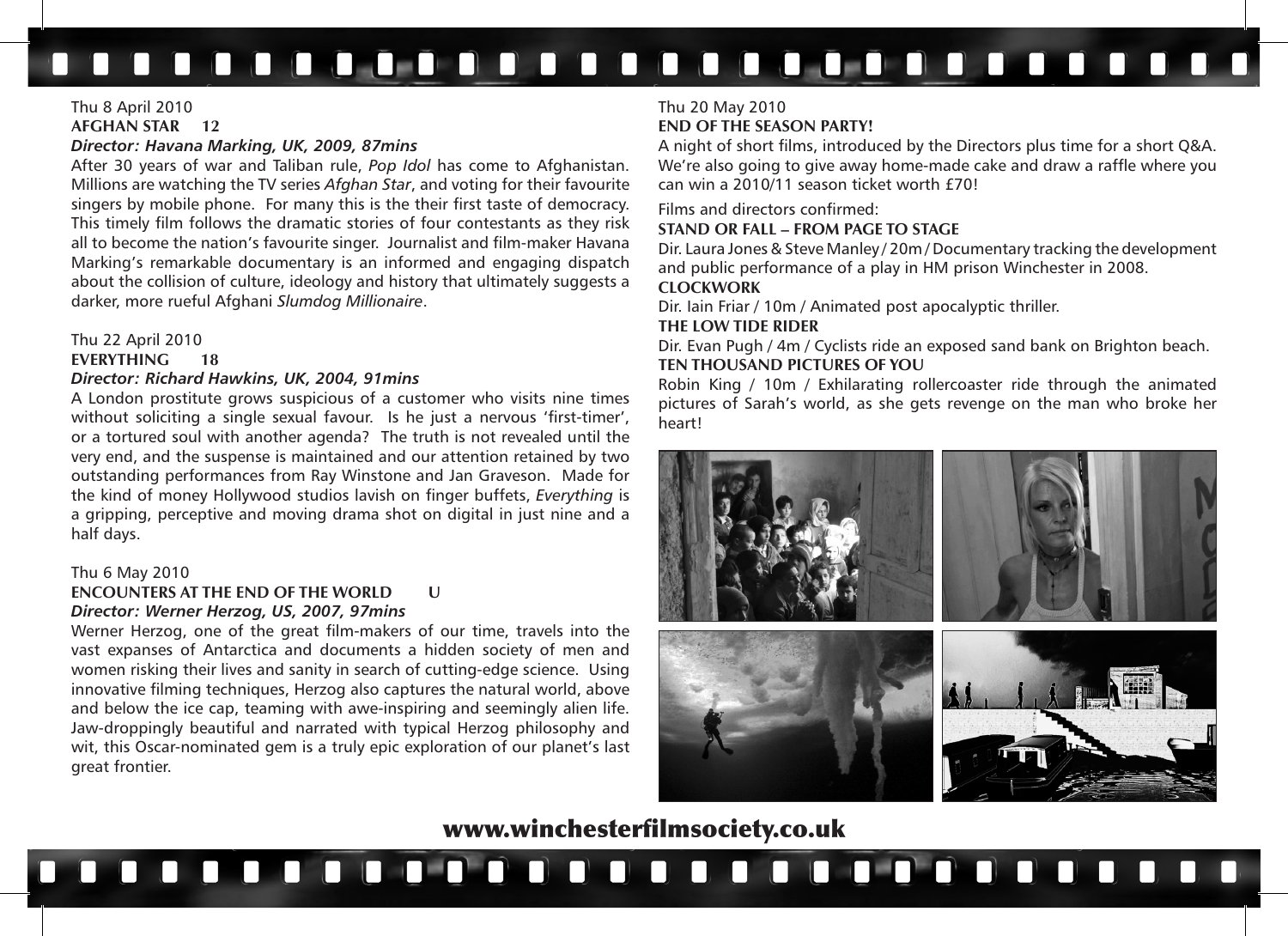Thu 8 April 2010

### AFGHAN STAR 12

***Director: Havana Marking, UK, 2009, 87mins***

After 30 years of war and Taliban rule, *Pop Idol* has come to Afghanistan. Millions are watching the TV series *Afghan Star*, and voting for their favourite singers by mobile phone. For many this is the their first taste of democracy. This timely film follows the dramatic stories of four contestants as they risk all to become the nation's favourite singer. Journalist and film-maker Havana Marking's remarkable documentary is an informed and engaging dispatch about the collision of culture, ideology and history that ultimately suggests a darker, more rueful Afghani *Slumdog Millionaire*.

Thu 22 April 2010

### EVERYTHING 18

***Director: Richard Hawkins, UK, 2004, 91mins***

A London prostitute grows suspicious of a customer who visits nine times without soliciting a single sexual favour. Is he just a nervous 'first-timer', or a tortured soul with another agenda? The truth is not revealed until the very end, and the suspense is maintained and our attention retained by two outstanding performances from Ray Winstone and Jan Graveson. Made for the kind of money Hollywood studios lavish on finger buffets, *Everything* is a gripping, perceptive and moving drama shot on digital in just nine and a half days.

Thu 6 May 2010

### ENCOUNTERS AT THE END OF THE WORLD U

***Director: Werner Herzog, US, 2007, 97mins***

Werner Herzog, one of the great film-makers of our time, travels into the vast expanses of Antarctica and documents a hidden society of men and women risking their lives and sanity in search of cutting-edge science. Using innovative filming techniques, Herzog also captures the natural world, above and below the ice cap, teaming with awe-inspiring and seemingly alien life. Jaw-droppingly beautiful and narrated with typical Herzog philosophy and wit, this Oscar-nominated gem is a truly epic exploration of our planet's last great frontier.

Thu 20 May 2010

### END OF THE SEASON PARTY!

A night of short films, introduced by the Directors plus time for a short Q&A. We're also going to give away home-made cake and draw a raffle where you can win a 2010/11 season ticket worth £70!

Films and directors confirmed:

**STAND OR FALL – FROM PAGE TO STAGE**

Dir. Laura Jones & Steve Manley / 20m / Documentary tracking the development and public performance of a play in HM prison Winchester in 2008.

**CLOCKWORK**

Dir. Iain Friar / 10m / Animated post apocalyptic thriller.

**THE LOW TIDE RIDER**

Dir. Evan Pugh / 4m / Cyclists ride an exposed sand bank on Brighton beach.

**TEN THOUSAND PICTURES OF YOU**

Robin King / 10m / Exhilarating rollercoaster ride through the animated pictures of Sarah's world, as she gets revenge on the man who broke her heart!

**www.winchesterfilmsociety.co.uk**